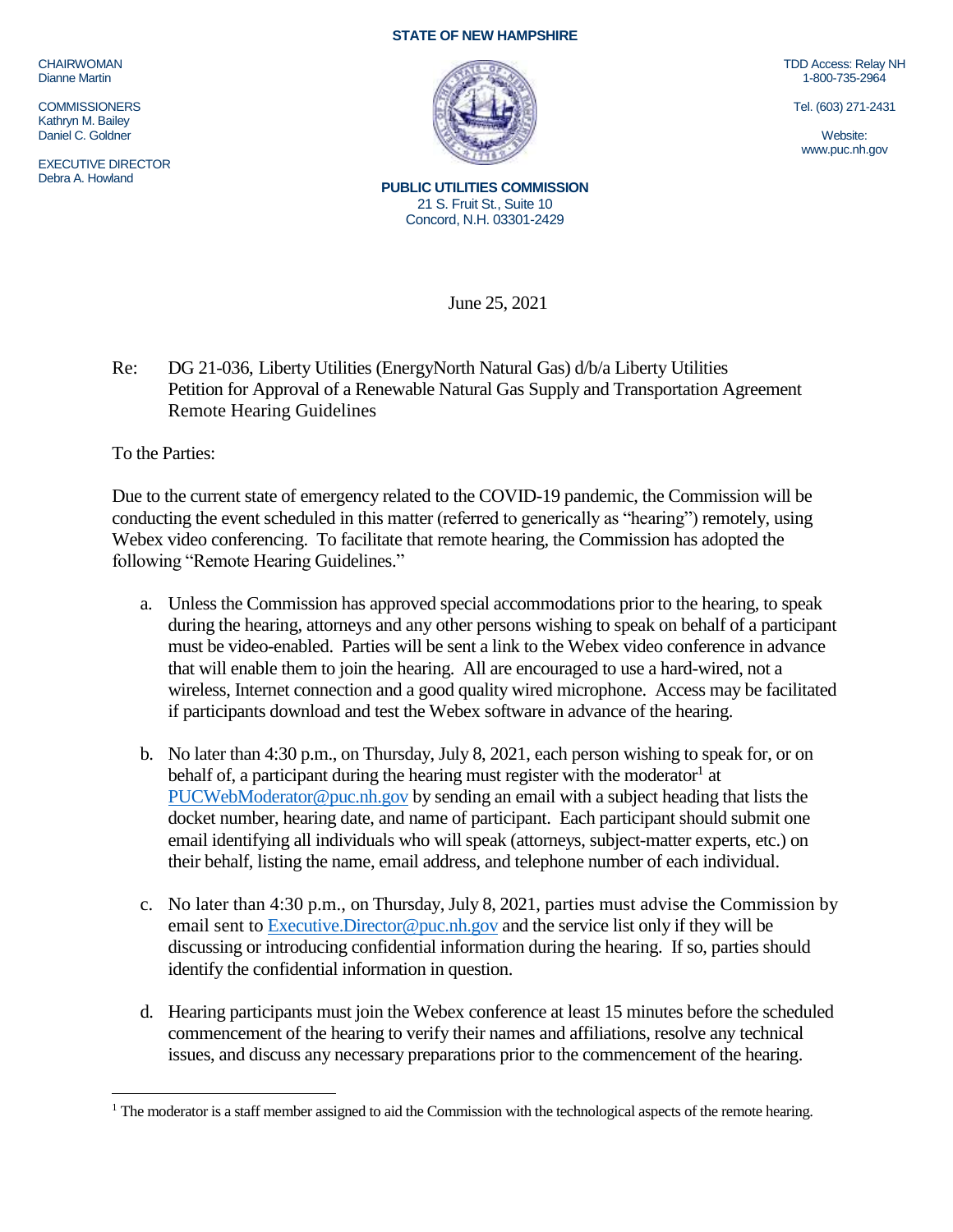**STATE OF NEW HAMPSHIRE**

CHAIRWOMAN
Dianne Martin

COMMISSIONERS
Kathryn M. Bailey
Daniel C. Goldner

EXECUTIVE DIRECTOR
Debra A. Howland

**PUBLIC UTILITIES COMMISSION**
21 S. Fruit St., Suite 10
Concord, N.H. 03301-2429

TDD Access: Relay NH
1-800-735-2964

Tel. (603) 271-2431

Website:
www.puc.nh.gov

June 25, 2021

Re: DG 21-036, Liberty Utilities (EnergyNorth Natural Gas) d/b/a Liberty Utilities
Petition for Approval of a Renewable Natural Gas Supply and Transportation Agreement
Remote Hearing Guidelines

To the Parties:

Due to the current state of emergency related to the COVID-19 pandemic, the Commission will be conducting the event scheduled in this matter (referred to generically as "hearing") remotely, using Webex video conferencing. To facilitate that remote hearing, the Commission has adopted the following "Remote Hearing Guidelines."

a. Unless the Commission has approved special accommodations prior to the hearing, to speak during the hearing, attorneys and any other persons wishing to speak on behalf of a participant must be video-enabled. Parties will be sent a link to the Webex video conference in advance that will enable them to join the hearing. All are encouraged to use a hard-wired, not a wireless, Internet connection and a good quality wired microphone. Access may be facilitated if participants download and test the Webex software in advance of the hearing.

b. No later than 4:30 p.m., on Thursday, July 8, 2021, each person wishing to speak for, or on behalf of, a participant during the hearing must register with the moderator[1] at PUCWebModerator@puc.nh.gov by sending an email with a subject heading that lists the docket number, hearing date, and name of participant. Each participant should submit one email identifying all individuals who will speak (attorneys, subject-matter experts, etc.) on their behalf, listing the name, email address, and telephone number of each individual.

c. No later than 4:30 p.m., on Thursday, July 8, 2021, parties must advise the Commission by email sent to Executive.Director@puc.nh.gov and the service list only if they will be discussing or introducing confidential information during the hearing. If so, parties should identify the confidential information in question.

d. Hearing participants must join the Webex conference at least 15 minutes before the scheduled commencement of the hearing to verify their names and affiliations, resolve any technical issues, and discuss any necessary preparations prior to the commencement of the hearing.

[1] The moderator is a staff member assigned to aid the Commission with the technological aspects of the remote hearing.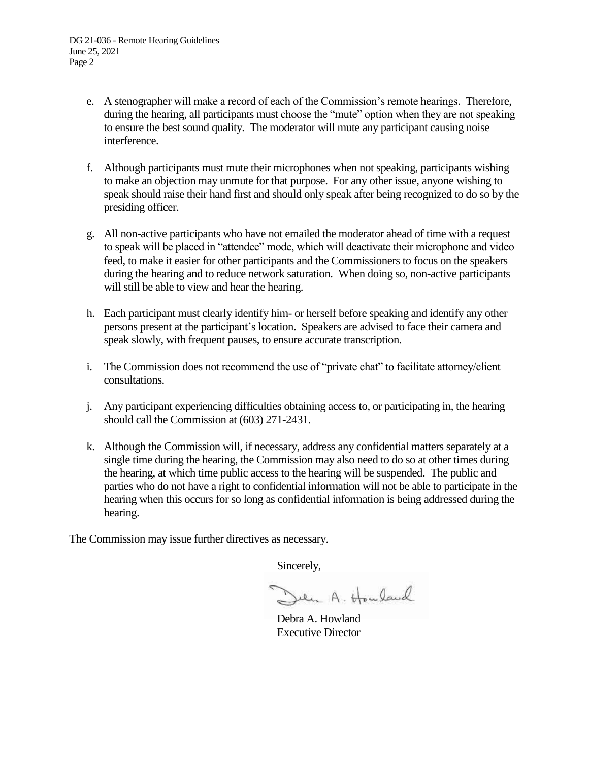e. A stenographer will make a record of each of the Commission's remote hearings. Therefore, during the hearing, all participants must choose the "mute" option when they are not speaking to ensure the best sound quality. The moderator will mute any participant causing noise interference.

f. Although participants must mute their microphones when not speaking, participants wishing to make an objection may unmute for that purpose. For any other issue, anyone wishing to speak should raise their hand first and should only speak after being recognized to do so by the presiding officer.

g. All non-active participants who have not emailed the moderator ahead of time with a request to speak will be placed in "attendee" mode, which will deactivate their microphone and video feed, to make it easier for other participants and the Commissioners to focus on the speakers during the hearing and to reduce network saturation. When doing so, non-active participants will still be able to view and hear the hearing.

h. Each participant must clearly identify him- or herself before speaking and identify any other persons present at the participant's location. Speakers are advised to face their camera and speak slowly, with frequent pauses, to ensure accurate transcription.

i. The Commission does not recommend the use of "private chat" to facilitate attorney/client consultations.

j. Any participant experiencing difficulties obtaining access to, or participating in, the hearing should call the Commission at (603) 271-2431.

k. Although the Commission will, if necessary, address any confidential matters separately at a single time during the hearing, the Commission may also need to do so at other times during the hearing, at which time public access to the hearing will be suspended. The public and parties who do not have a right to confidential information will not be able to participate in the hearing when this occurs for so long as confidential information is being addressed during the hearing.

The Commission may issue further directives as necessary.

Sincerely,

Debra A. Howland
Executive Director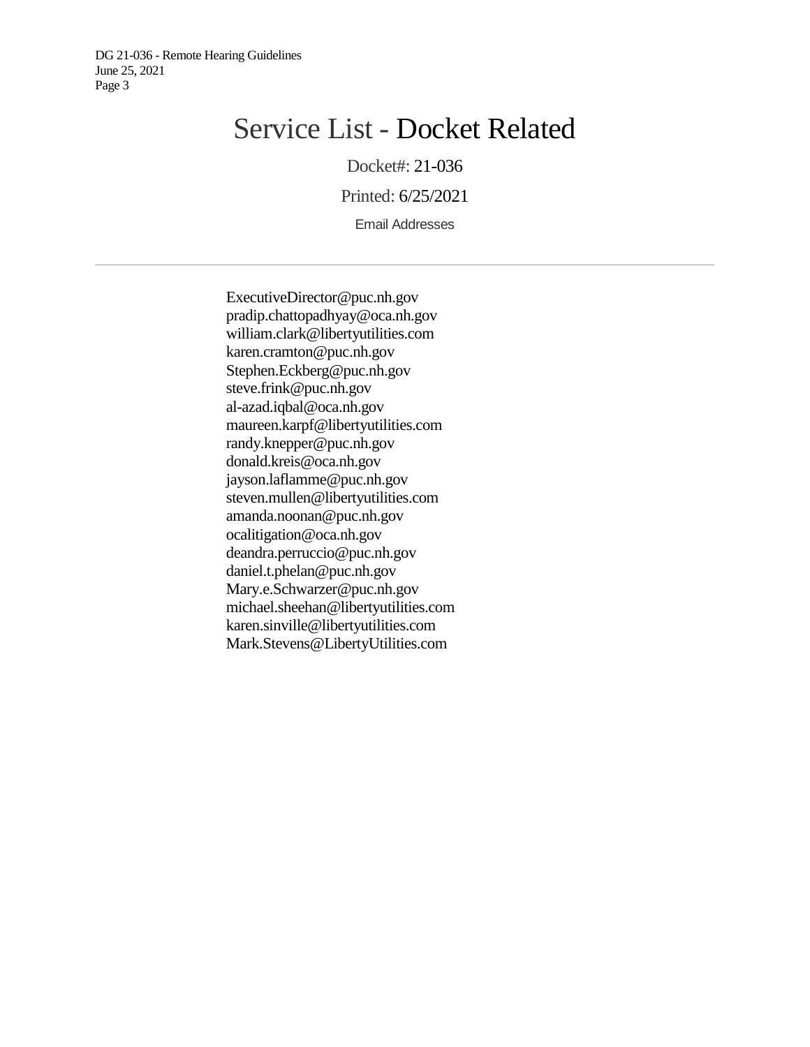# Service List - Docket Related

Docket#: 21-036

Printed: 6/25/2021

Email Addresses

---

ExecutiveDirector@puc.nh.gov
pradip.chattopadhyay@oca.nh.gov
william.clark@libertyutilities.com
karen.cramton@puc.nh.gov
Stephen.Eckberg@puc.nh.gov
steve.frink@puc.nh.gov
al-azad.iqbal@oca.nh.gov
maureen.karpf@libertyutilities.com
randy.knepper@puc.nh.gov
donald.kreis@oca.nh.gov
jayson.laflamme@puc.nh.gov
steven.mullen@libertyutilities.com
amanda.noonan@puc.nh.gov
ocalitigation@oca.nh.gov
deandra.perruccio@puc.nh.gov
daniel.t.phelan@puc.nh.gov
Mary.e.Schwarzer@puc.nh.gov
michael.sheehan@libertyutilities.com
karen.sinville@libertyutilities.com
Mark.Stevens@LibertyUtilities.com